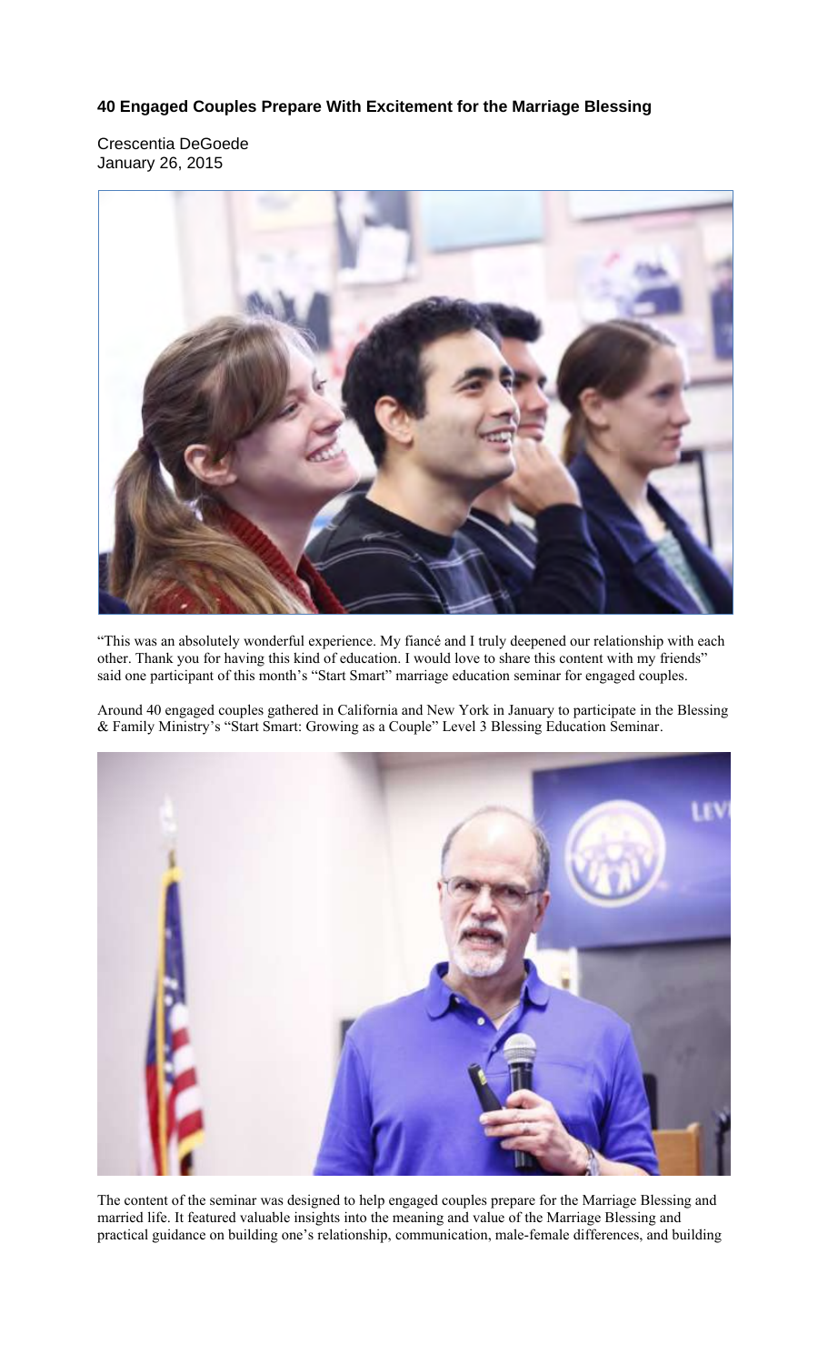**40 Engaged Couples Prepare With Excitement for the Marriage Blessing**

Crescentia DeGoede
January 26, 2015

"This was an absolutely wonderful experience. My fiancé and I truly deepened our relationship with each other. Thank you for having this kind of education. I would love to share this content with my friends" said one participant of this month's "Start Smart" marriage education seminar for engaged couples.

Around 40 engaged couples gathered in California and New York in January to participate in the Blessing & Family Ministry's "Start Smart: Growing as a Couple" Level 3 Blessing Education Seminar.

The content of the seminar was designed to help engaged couples prepare for the Marriage Blessing and married life. It featured valuable insights into the meaning and value of the Marriage Blessing and practical guidance on building one's relationship, communication, male-female differences, and building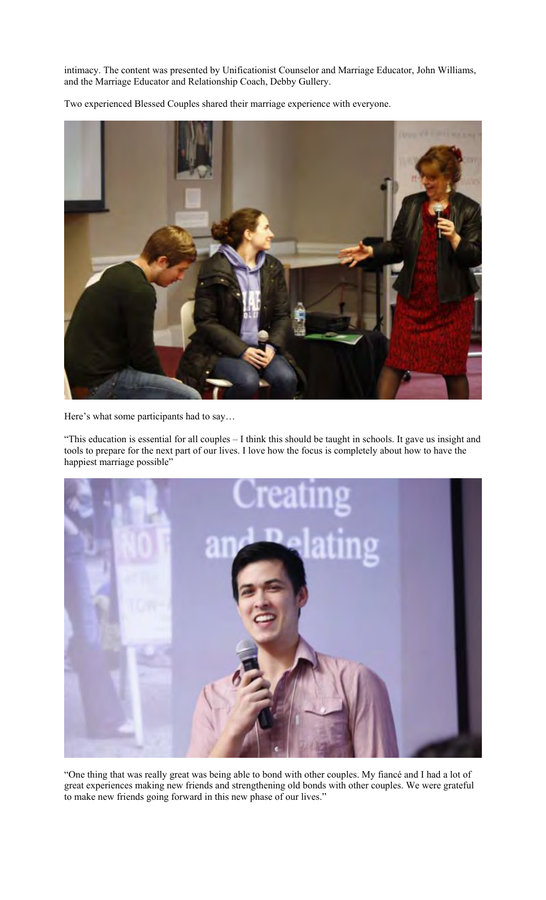intimacy. The content was presented by Unificationist Counselor and Marriage Educator, John Williams, and the Marriage Educator and Relationship Coach, Debby Gullery.

Two experienced Blessed Couples shared their marriage experience with everyone.

Here's what some participants had to say…

"This education is essential for all couples – I think this should be taught in schools. It gave us insight and tools to prepare for the next part of our lives. I love how the focus is completely about how to have the happiest marriage possible"

"One thing that was really great was being able to bond with other couples. My fiancé and I had a lot of great experiences making new friends and strengthening old bonds with other couples. We were grateful to make new friends going forward in this new phase of our lives."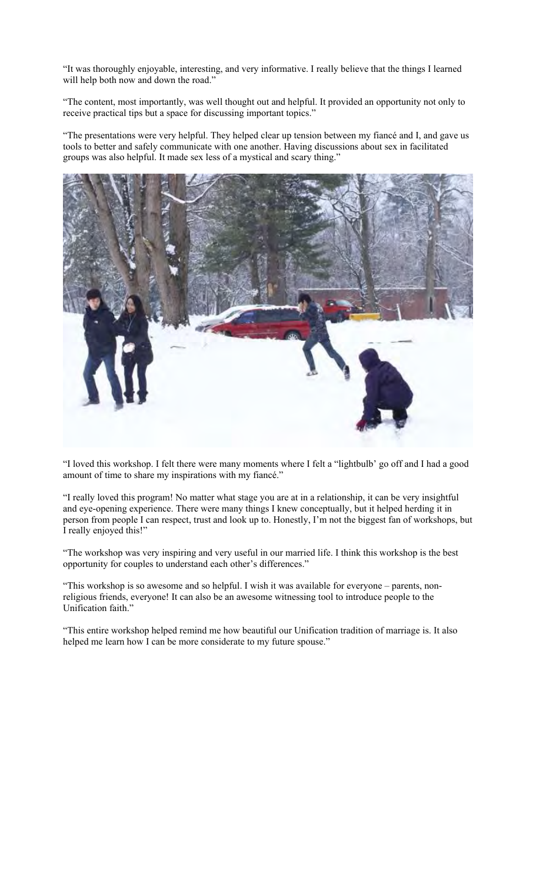"It was thoroughly enjoyable, interesting, and very informative. I really believe that the things I learned will help both now and down the road."

"The content, most importantly, was well thought out and helpful. It provided an opportunity not only to receive practical tips but a space for discussing important topics."

"The presentations were very helpful. They helped clear up tension between my fiancé and I, and gave us tools to better and safely communicate with one another. Having discussions about sex in facilitated groups was also helpful. It made sex less of a mystical and scary thing."

"I loved this workshop. I felt there were many moments where I felt a "lightbulb' go off and I had a good amount of time to share my inspirations with my fiancé."

"I really loved this program! No matter what stage you are at in a relationship, it can be very insightful and eye-opening experience. There were many things I knew conceptually, but it helped herding it in person from people I can respect, trust and look up to. Honestly, I'm not the biggest fan of workshops, but I really enjoyed this!"

"The workshop was very inspiring and very useful in our married life. I think this workshop is the best opportunity for couples to understand each other's differences."

"This workshop is so awesome and so helpful. I wish it was available for everyone – parents, non-religious friends, everyone! It can also be an awesome witnessing tool to introduce people to the Unification faith."

"This entire workshop helped remind me how beautiful our Unification tradition of marriage is. It also helped me learn how I can be more considerate to my future spouse."